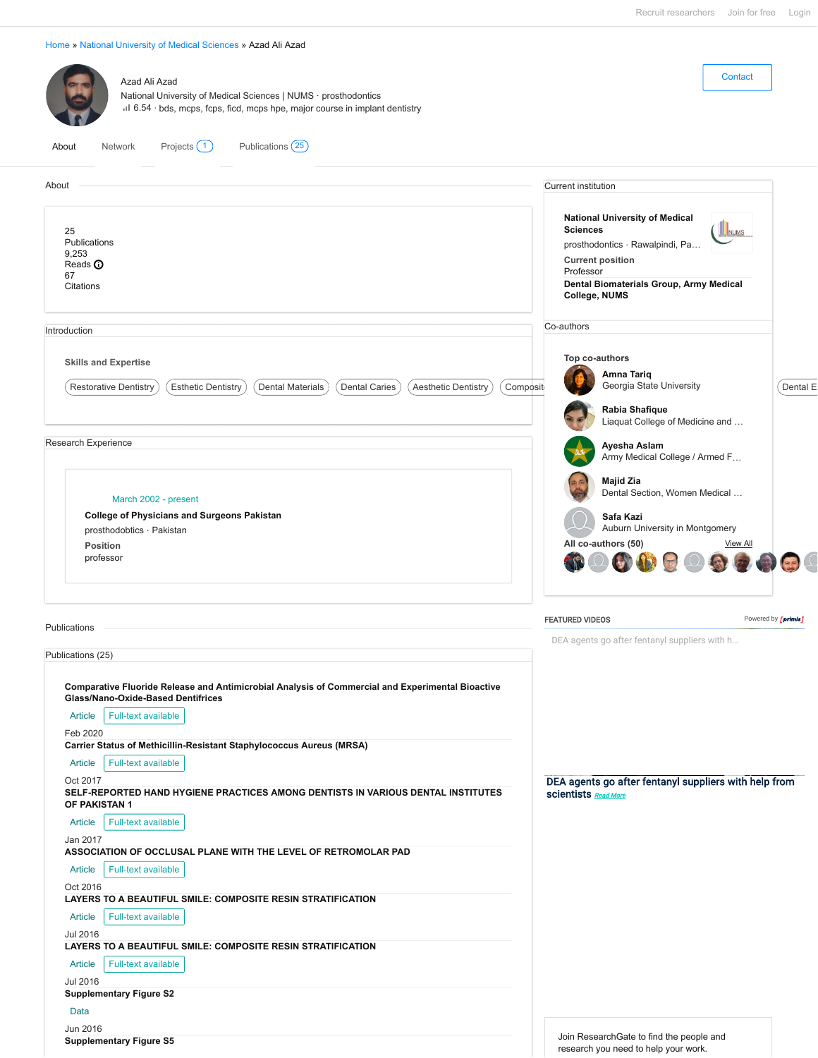Recruit researchers Join for free Login

Home » National University of Medical Sciences » Azad Ali Azad

# Azad Ali Azad

National University of Medical Sciences | NUMS · prosthodontics

6.54 · bds, mcps, fcps, ficd, mcps hpe, major course in implant dentistry

Contact

About | Network | Projects 1 | Publications 25

## About

25
Publications
9,253
Reads
67
Citations

## Introduction

### Skills and Expertise

Restorative Dentistry | Esthetic Dentistry | Dental Materials | Dental Caries | Aesthetic Dentistry | Composit... | Dental E...

## Research Experience

March 2002 - present

**College of Physicians and Surgeons Pakistan**

prosthodobtics · Pakistan

**Position**

professor

## Current institution

**National University of Medical Sciences**

prosthodontics · Rawalpindi, Pa...

**Current position**

Professor

**Dental Biomaterials Group, Army Medical College, NUMS**

## Co-authors

**Top co-authors**

**Amna Tariq**
Georgia State University

**Rabia Shafique**
Liaquat College of Medicine and ...

**Ayesha Aslam**
Army Medical College / Armed F...

**Majid Zia**
Dental Section, Women Medical ...

**Safa Kazi**
Auburn University in Montgomery

**All co-authors (50)** View All

## Publications

### Publications (25)

**Comparative Fluoride Release and Antimicrobial Analysis of Commercial and Experimental Bioactive Glass/Nano-Oxide-Based Dentifrices**

Article | Full-text available

Feb 2020

**Carrier Status of Methicillin-Resistant Staphylococcus Aureus (MRSA)**

Article | Full-text available

Oct 2017

**SELF-REPORTED HAND HYGIENE PRACTICES AMONG DENTISTS IN VARIOUS DENTAL INSTITUTES OF PAKISTAN 1**

Article | Full-text available

Jan 2017

**ASSOCIATION OF OCCLUSAL PLANE WITH THE LEVEL OF RETROMOLAR PAD**

Article | Full-text available

Oct 2016

**LAYERS TO A BEAUTIFUL SMILE: COMPOSITE RESIN STRATIFICATION**

Article | Full-text available

Jul 2016

**LAYERS TO A BEAUTIFUL SMILE: COMPOSITE RESIN STRATIFICATION**

Article | Full-text available

Jul 2016

**Supplementary Figure S2**

Data

Jun 2016

**Supplementary Figure S5**

FEATURED VIDEOS

Powered by primis

DEA agents go after fentanyl suppliers with h...

DEA agents go after fentanyl suppliers with help from scientists Read More

Join ResearchGate to find the people and research you need to help your work.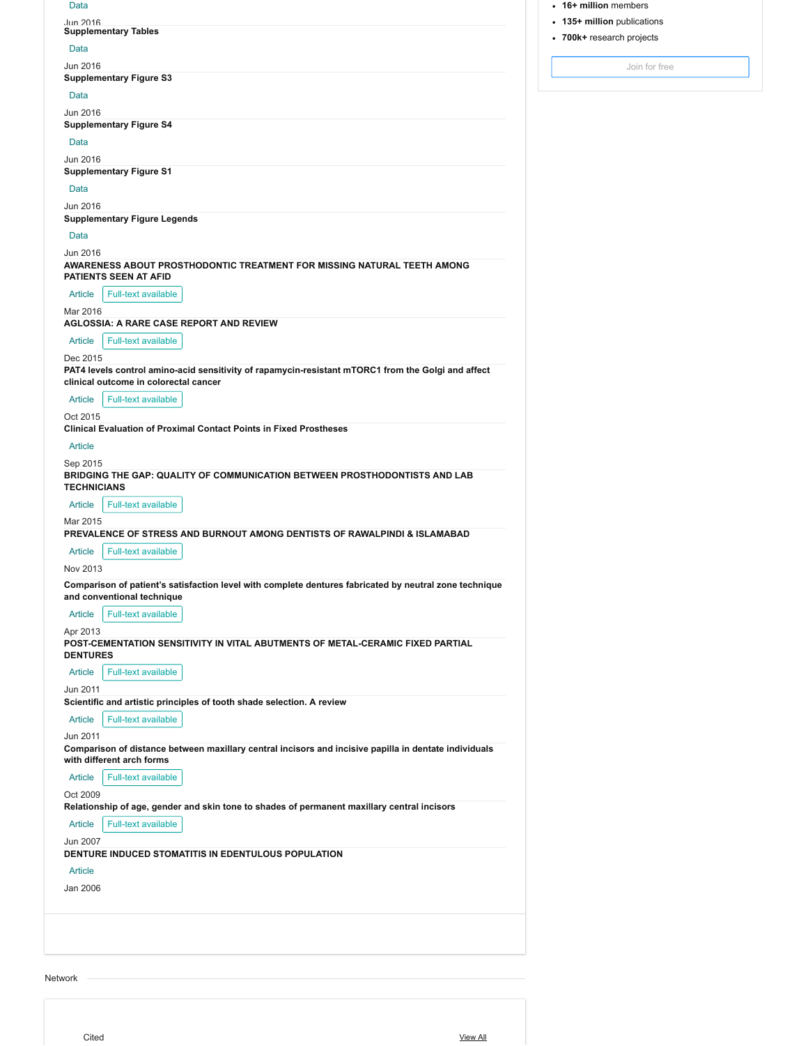Data

Jun 2016

**Supplementary Tables**

Data

Jun 2016

**Supplementary Figure S3**

Data

Jun 2016

**Supplementary Figure S4**

Data

Jun 2016

**Supplementary Figure S1**

Data

Jun 2016

**Supplementary Figure Legends**

Data

Jun 2016

**AWARENESS ABOUT PROSTHODONTIC TREATMENT FOR MISSING NATURAL TEETH AMONG PATIENTS SEEN AT AFID**

Article Full-text available

Mar 2016

**AGLOSSIA: A RARE CASE REPORT AND REVIEW**

Article Full-text available

Dec 2015

**PAT4 levels control amino-acid sensitivity of rapamycin-resistant mTORC1 from the Golgi and affect clinical outcome in colorectal cancer**

Article Full-text available

Oct 2015

**Clinical Evaluation of Proximal Contact Points in Fixed Prostheses**

Article

Sep 2015

**BRIDGING THE GAP: QUALITY OF COMMUNICATION BETWEEN PROSTHODONTISTS AND LAB TECHNICIANS**

Article Full-text available

Mar 2015

**PREVALENCE OF STRESS AND BURNOUT AMONG DENTISTS OF RAWALPINDI & ISLAMABAD**

Article Full-text available

Nov 2013

**Comparison of patient's satisfaction level with complete dentures fabricated by neutral zone technique and conventional technique**

Article Full-text available

Apr 2013

**POST-CEMENTATION SENSITIVITY IN VITAL ABUTMENTS OF METAL-CERAMIC FIXED PARTIAL DENTURES**

Article Full-text available

Jun 2011

**Scientific and artistic principles of tooth shade selection. A review**

Article Full-text available

Jun 2011

**Comparison of distance between maxillary central incisors and incisive papilla in dentate individuals with different arch forms**

Article Full-text available

Oct 2009

**Relationship of age, gender and skin tone to shades of permanent maxillary central incisors**

Article Full-text available

Jun 2007

**DENTURE INDUCED STOMATITIS IN EDENTULOUS POPULATION**

Article

Jan 2006

- **16+ million** members
- **135+ million** publications
- **700k+** research projects

Join for free

Network

Cited View All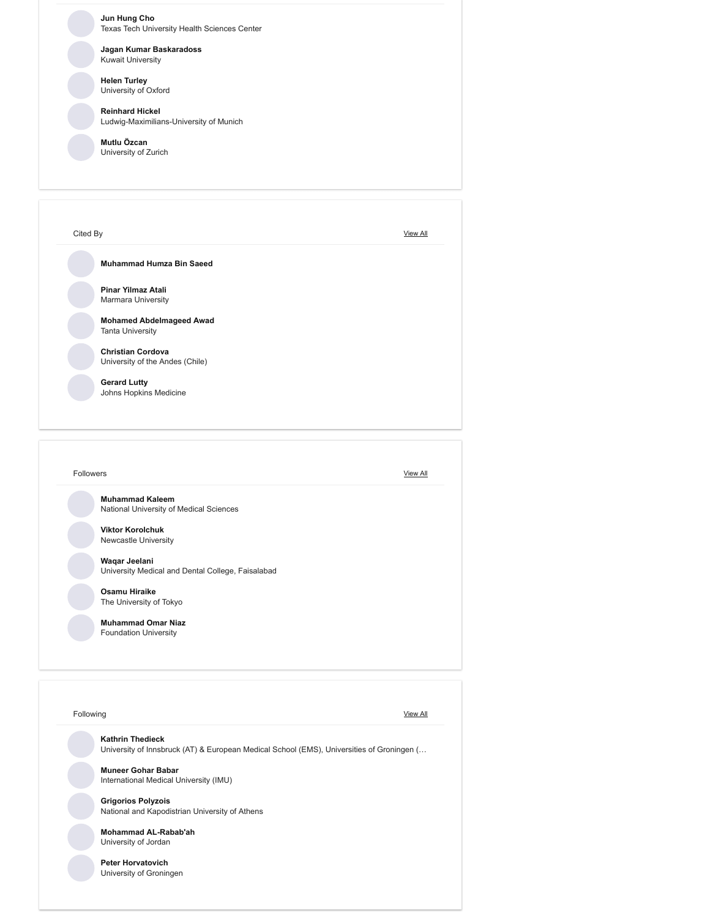**Jun Hung Cho**
Texas Tech University Health Sciences Center

**Jagan Kumar Baskaradoss**
Kuwait University

**Helen Turley**
University of Oxford

**Reinhard Hickel**
Ludwig-Maximilians-University of Munich

**Mutlu Özcan**
University of Zurich

## Cited By

View All

**Muhammad Humza Bin Saeed**

**Pinar Yilmaz Atali**
Marmara University

**Mohamed Abdelmageed Awad**
Tanta University

**Christian Cordova**
University of the Andes (Chile)

**Gerard Lutty**
Johns Hopkins Medicine

## Followers

View All

**Muhammad Kaleem**
National University of Medical Sciences

**Viktor Korolchuk**
Newcastle University

**Waqar Jeelani**
University Medical and Dental College, Faisalabad

**Osamu Hiraike**
The University of Tokyo

**Muhammad Omar Niaz**
Foundation University

## Following

View All

**Kathrin Thedieck**
University of Innsbruck (AT) & European Medical School (EMS), Universities of Groningen (…

**Muneer Gohar Babar**
International Medical University (IMU)

**Grigorios Polyzois**
National and Kapodistrian University of Athens

**Mohammad AL-Rabab'ah**
University of Jordan

**Peter Horvatovich**
University of Groningen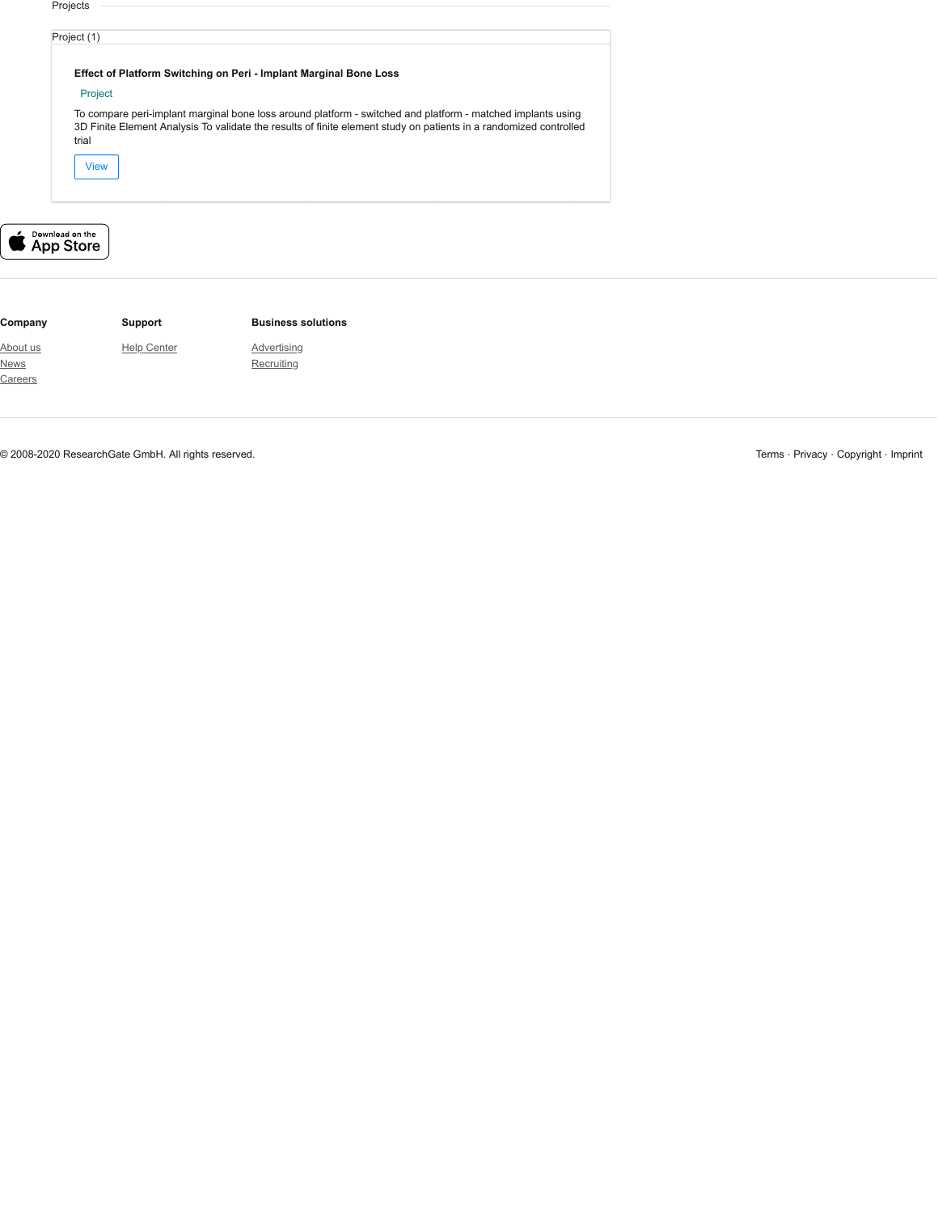Projects

Project (1)

**Effect of Platform Switching on Peri - Implant Marginal Bone Loss**

Project

To compare peri-implant marginal bone loss around platform - switched and platform - matched implants using 3D Finite Element Analysis To validate the results of finite element study on patients in a randomized controlled trial

View

Download on the App Store

**Company**

About us
News
Careers

**Support**

Help Center

**Business solutions**

Advertising
Recruiting

© 2008-2020 ResearchGate GmbH. All rights reserved.

Terms · Privacy · Copyright · Imprint